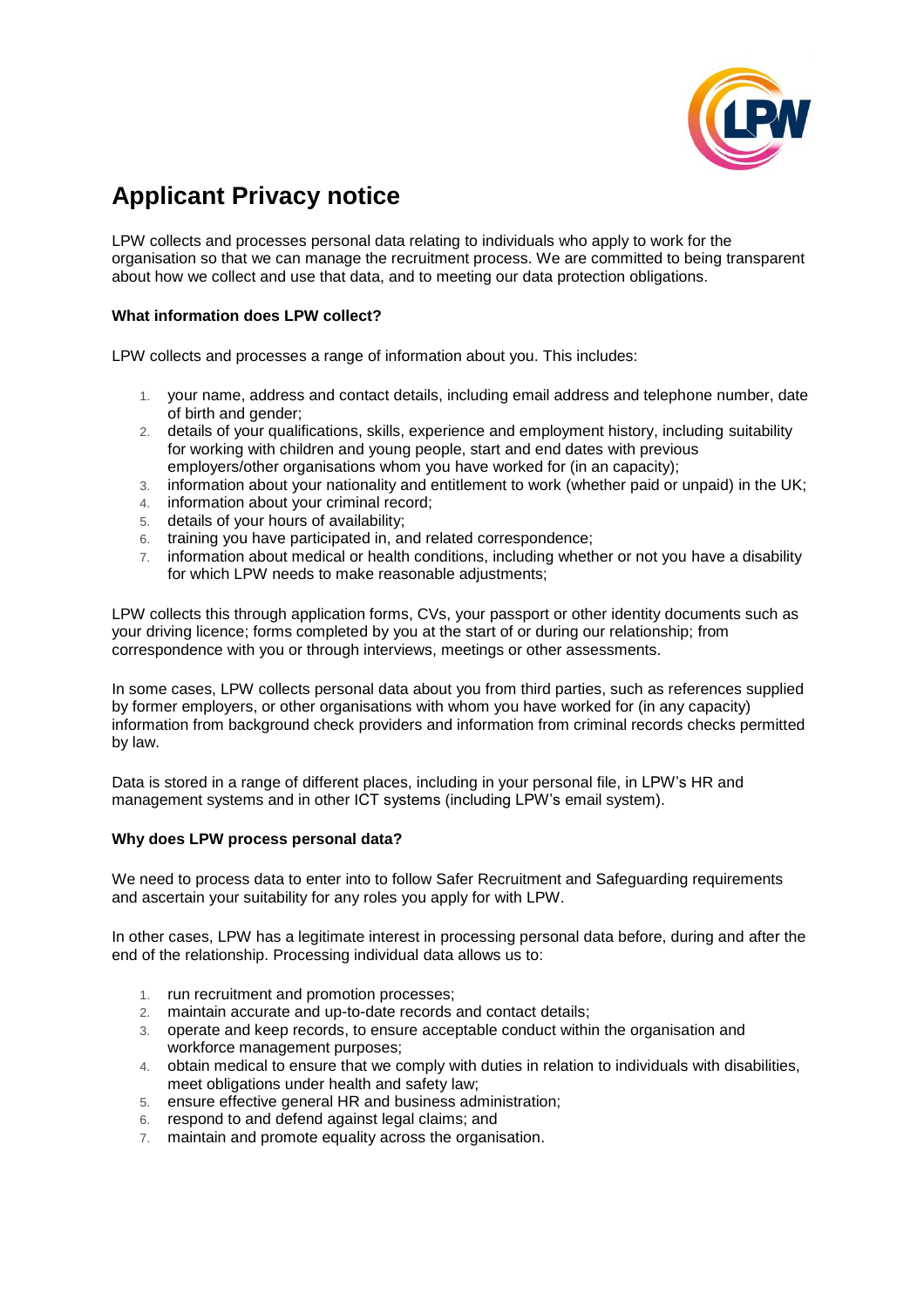# Applicant Privacy notice

LPW collects and processes personal data relating to individuals who apply to work for the organisation so that we can manage the recruitment process. We are committed to being transparent about how we collect and use that data, and to meeting our data protection obligations.

**What information does LPW collect?**

LPW collects and processes a range of information about you. This includes:

1. your name, address and contact details, including email address and telephone number, date of birth and gender;
2. details of your qualifications, skills, experience and employment history, including suitability for working with children and young people, start and end dates with previous employers/other organisations whom you have worked for (in an capacity);
3. information about your nationality and entitlement to work (whether paid or unpaid) in the UK;
4. information about your criminal record;
5. details of your hours of availability;
6. training you have participated in, and related correspondence;
7. information about medical or health conditions, including whether or not you have a disability for which LPW needs to make reasonable adjustments;

LPW collects this through application forms, CVs, your passport or other identity documents such as your driving licence; forms completed by you at the start of or during our relationship; from correspondence with you or through interviews, meetings or other assessments.

In some cases, LPW collects personal data about you from third parties, such as references supplied by former employers, or other organisations with whom you have worked for (in any capacity) information from background check providers and information from criminal records checks permitted by law.

Data is stored in a range of different places, including in your personal file, in LPW's HR and management systems and in other ICT systems (including LPW's email system).

**Why does LPW process personal data?**

We need to process data to enter into to follow Safer Recruitment and Safeguarding requirements and ascertain your suitability for any roles you apply for with LPW.

In other cases, LPW has a legitimate interest in processing personal data before, during and after the end of the relationship. Processing individual data allows us to:

1. run recruitment and promotion processes;
2. maintain accurate and up-to-date records and contact details;
3. operate and keep records, to ensure acceptable conduct within the organisation and workforce management purposes;
4. obtain medical to ensure that we comply with duties in relation to individuals with disabilities, meet obligations under health and safety law;
5. ensure effective general HR and business administration;
6. respond to and defend against legal claims; and
7. maintain and promote equality across the organisation.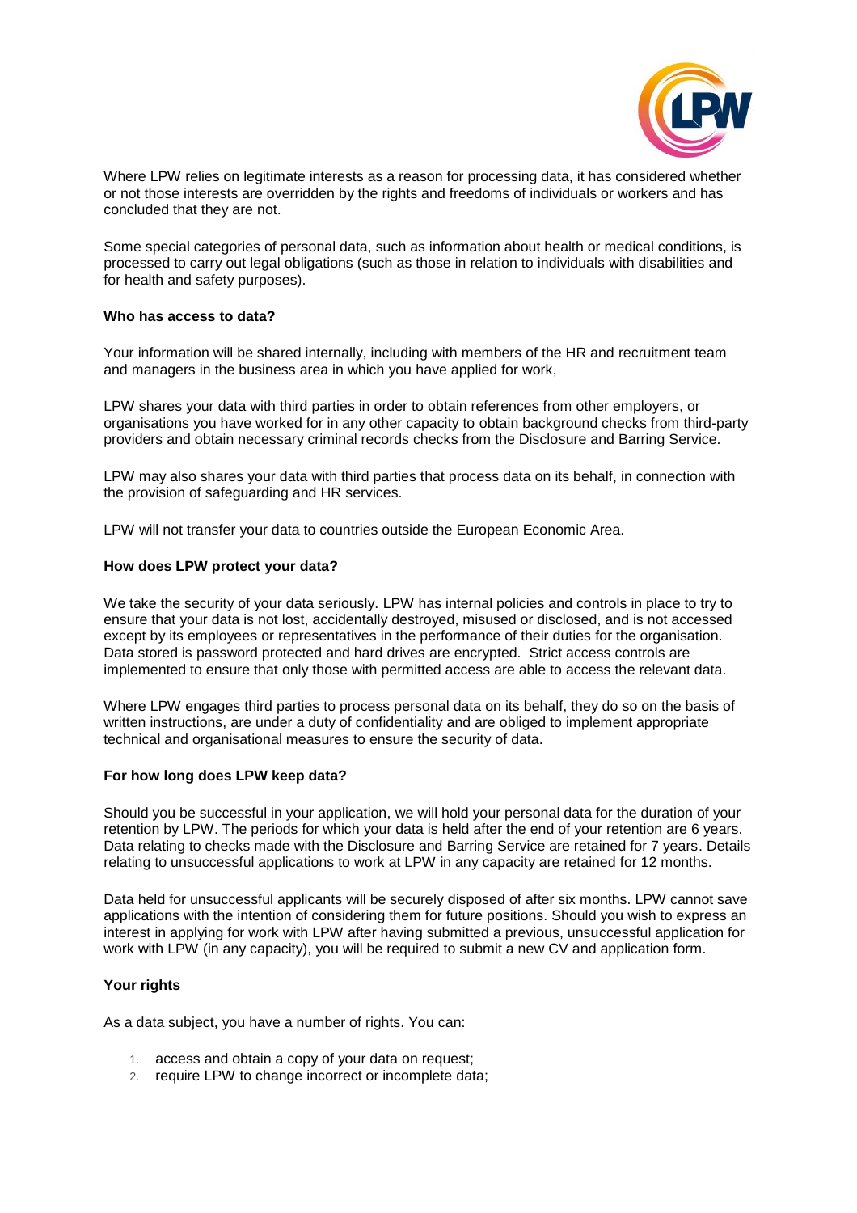Where LPW relies on legitimate interests as a reason for processing data, it has considered whether or not those interests are overridden by the rights and freedoms of individuals or workers and has concluded that they are not.

Some special categories of personal data, such as information about health or medical conditions, is processed to carry out legal obligations (such as those in relation to individuals with disabilities and for health and safety purposes).

**Who has access to data?**

Your information will be shared internally, including with members of the HR and recruitment team and managers in the business area in which you have applied for work,

LPW shares your data with third parties in order to obtain references from other employers, or organisations you have worked for in any other capacity to obtain background checks from third-party providers and obtain necessary criminal records checks from the Disclosure and Barring Service.

LPW may also shares your data with third parties that process data on its behalf, in connection with the provision of safeguarding and HR services.

LPW will not transfer your data to countries outside the European Economic Area.

**How does LPW protect your data?**

We take the security of your data seriously. LPW has internal policies and controls in place to try to ensure that your data is not lost, accidentally destroyed, misused or disclosed, and is not accessed except by its employees or representatives in the performance of their duties for the organisation. Data stored is password protected and hard drives are encrypted. Strict access controls are implemented to ensure that only those with permitted access are able to access the relevant data.

Where LPW engages third parties to process personal data on its behalf, they do so on the basis of written instructions, are under a duty of confidentiality and are obliged to implement appropriate technical and organisational measures to ensure the security of data.

**For how long does LPW keep data?**

Should you be successful in your application, we will hold your personal data for the duration of your retention by LPW. The periods for which your data is held after the end of your retention are 6 years. Data relating to checks made with the Disclosure and Barring Service are retained for 7 years. Details relating to unsuccessful applications to work at LPW in any capacity are retained for 12 months.

Data held for unsuccessful applicants will be securely disposed of after six months. LPW cannot save applications with the intention of considering them for future positions. Should you wish to express an interest in applying for work with LPW after having submitted a previous, unsuccessful application for work with LPW (in any capacity), you will be required to submit a new CV and application form.

**Your rights**

As a data subject, you have a number of rights. You can:

1. access and obtain a copy of your data on request;
2. require LPW to change incorrect or incomplete data;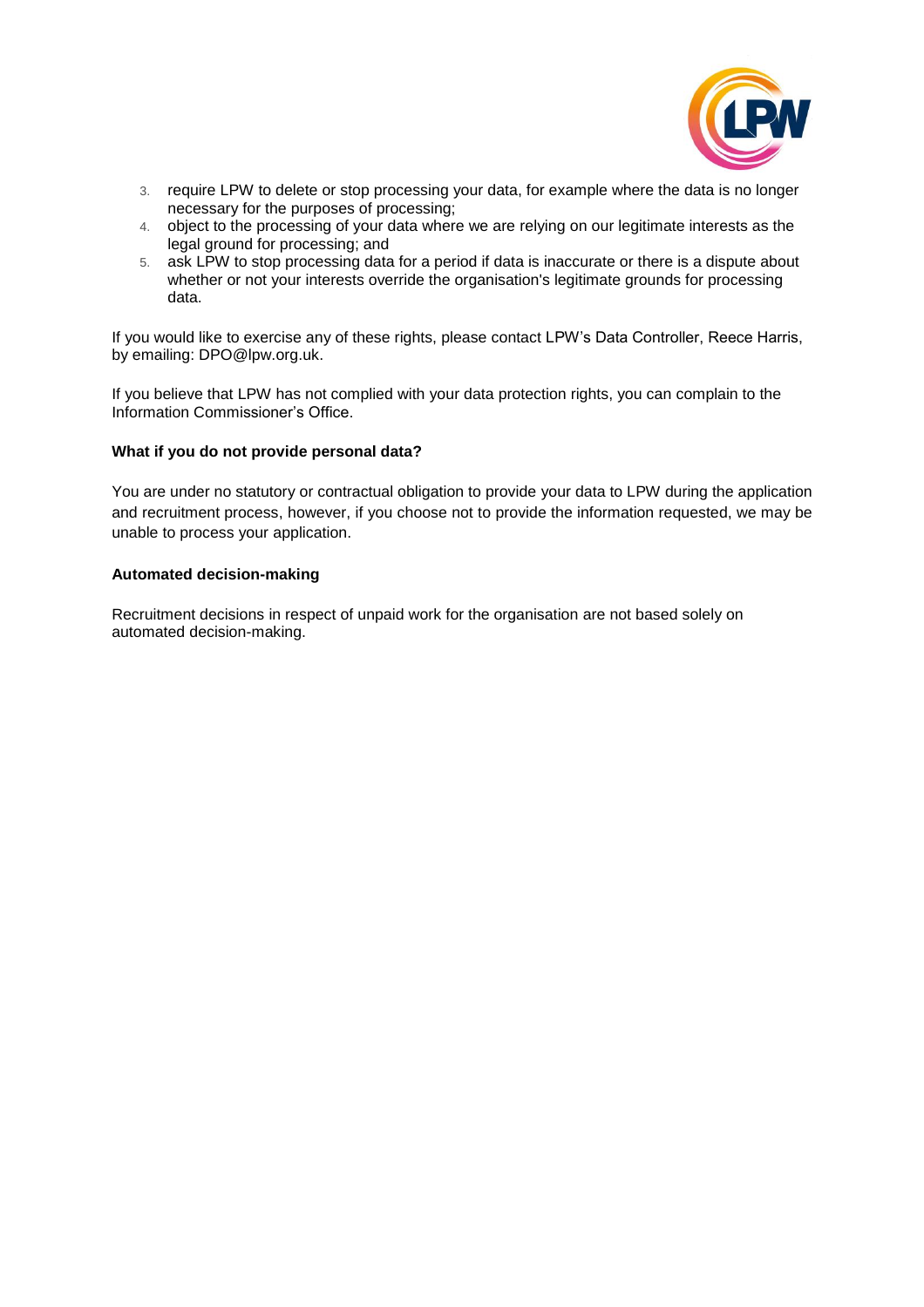3. require LPW to delete or stop processing your data, for example where the data is no longer necessary for the purposes of processing;
4. object to the processing of your data where we are relying on our legitimate interests as the legal ground for processing; and
5. ask LPW to stop processing data for a period if data is inaccurate or there is a dispute about whether or not your interests override the organisation's legitimate grounds for processing data.

If you would like to exercise any of these rights, please contact LPW's Data Controller, Reece Harris, by emailing: DPO@lpw.org.uk.

If you believe that LPW has not complied with your data protection rights, you can complain to the Information Commissioner's Office.

**What if you do not provide personal data?**

You are under no statutory or contractual obligation to provide your data to LPW during the application and recruitment process, however, if you choose not to provide the information requested, we may be unable to process your application.

**Automated decision-making**

Recruitment decisions in respect of unpaid work for the organisation are not based solely on automated decision-making.